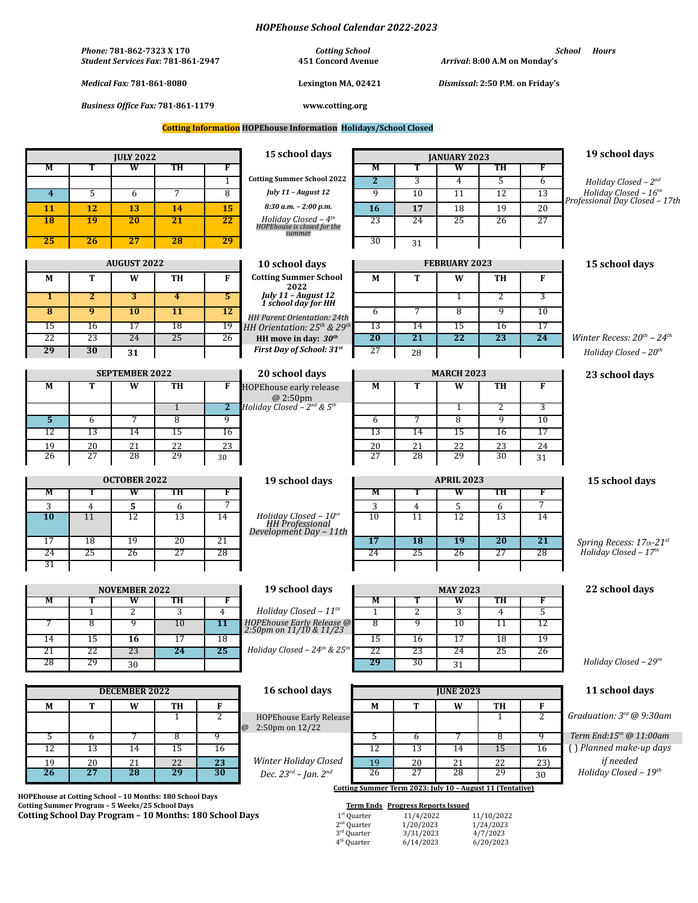# HOPEhouse School Calendar 2022-2023

**Phone:** 781-862-7323 X 170
**Student Services Fax:** 781-861-2947
**Medical Fax:** 781-861-8080
**Business Office Fax:** 781-861-1179

Cotting School
**451 Concord Avenue**
**Lexington MA, 02421**
**www.cotting.org**

School Hours
**Arrival:** 8:00 A.M on Monday's
**Dismissal:** 2:50 P.M. on Friday's

**Cotting Information** **HOPEhouse Information** **Holidays/School Closed**

| JULY 2022 | | | | | |
|---|---|---|---|---|---|
| M | T | W | TH | F | |
| | | | | 1 | |
| 4 | 5 | 6 | 7 | 8 | |
| 11 | 12 | 13 | 14 | 15 | |
| 18 | 19 | 20 | 21 | 22 | |
| 25 | 26 | 27 | 28 | 29 | |

**15 school days**
**Cotting Summer School 2022**
*July 11 – August 12*
*8:30 a.m. – 2:00 p.m.*
*Holiday Closed – 4th*
*HOPEhouse is closed for the summer*

| AUGUST 2022 | | | | |
|---|---|---|---|---|
| M | T | W | TH | F |
| 1 | 2 | 3 | 4 | 5 |
| 8 | 9 | 10 | 11 | 12 |
| 15 | 16 | 17 | 18 | 19 |
| 22 | 23 | 24 | 25 | 26 |
| 29 | 30 | 31 | | |

**10 school days**
**Cotting Summer School 2022**
*July 11 – August 12*
*1 school day for HH*
*HH Parent Orientation: 24th*
*HH Orientation: 25th & 29th*
**HH move in day: 30th**
*First Day of School: 31st*

| SEPTEMBER 2022 | | | | |
|---|---|---|---|---|
| M | T | W | TH | F |
| | | | 1 | 2 |
| 5 | 6 | 7 | 8 | 9 |
| 12 | 13 | 14 | 15 | 16 |
| 19 | 20 | 21 | 22 | 23 |
| 26 | 27 | 28 | 29 | 30 |

**20 school days**
HOPEhouse early release @ 2:50pm
*Holiday Closed – 2nd & 5th*

| OCTOBER 2022 | | | | |
|---|---|---|---|---|
| M | T | W | TH | F |
| 3 | 4 | 5 | 6 | 7 |
| 10 | 11 | 12 | 13 | 14 |
| 17 | 18 | 19 | 20 | 21 |
| 24 | 25 | 26 | 27 | 28 |
| 31 | | | | |

**19 school days**
*Holiday Closed – 10th*
*HH Professional Development Day – 11th*

| NOVEMBER 2022 | | | | |
|---|---|---|---|---|
| M | T | W | TH | F |
| | 1 | 2 | 3 | 4 |
| 7 | 8 | 9 | 10 | 11 |
| 14 | 15 | 16 | 17 | 18 |
| 21 | 22 | 23 | 24 | 25 |
| 28 | 29 | 30 | | |

**19 school days**
*Holiday Closed – 11th*
*HOPEhouse Early Release @ 2:50pm on 11/10 & 11/23*
*Holiday Closed – 24th & 25th*

| DECEMBER 2022 | | | | |
|---|---|---|---|---|
| M | T | W | TH | F |
| | | | 1 | 2 |
| 5 | 6 | 7 | 8 | 9 |
| 12 | 13 | 14 | 15 | 16 |
| 19 | 20 | 21 | 22 | 23 |
| 26 | 27 | 28 | 29 | 30 |

**16 school days**
HOPEhouse Early Release @ 2:50pm on 12/22
*Winter Holiday Closed*
*Dec. 23rd – Jan. 2nd*

| JANUARY 2023 | | | | |
|---|---|---|---|---|
| M | T | W | TH | F |
| 2 | 3 | 4 | 5 | 6 |
| 9 | 10 | 11 | 12 | 13 |
| 16 | 17 | 18 | 19 | 20 |
| 23 | 24 | 25 | 26 | 27 |
| 30 | 31 | | | |

**19 school days**
*Holiday Closed – 2nd*
*Holiday Closed – 16th*
*Professional Day Closed – 17th*

| FEBRUARY 2023 | | | | |
|---|---|---|---|---|
| M | T | W | TH | F |
| | | 1 | 2 | 3 |
| 6 | 7 | 8 | 9 | 10 |
| 13 | 14 | 15 | 16 | 17 |
| 20 | 21 | 22 | 23 | 24 |
| 27 | 28 | | | |

**15 school days**
*Winter Recess: 20th – 24th*
*Holiday Closed – 20th*

| MARCH 2023 | | | | |
|---|---|---|---|---|
| M | T | W | TH | F |
| | | 1 | 2 | 3 |
| 6 | 7 | 8 | 9 | 10 |
| 13 | 14 | 15 | 16 | 17 |
| 20 | 21 | 22 | 23 | 24 |
| 27 | 28 | 29 | 30 | 31 |

**23 school days**

| APRIL 2023 | | | | |
|---|---|---|---|---|
| M | T | W | TH | F |
| 3 | 4 | 5 | 6 | 7 |
| 10 | 11 | 12 | 13 | 14 |
| 17 | 18 | 19 | 20 | 21 |
| 24 | 25 | 26 | 27 | 28 |

**15 school days**
*Spring Recess: 17th-21st*
*Holiday Closed – 17th*

| MAY 2023 | | | | |
|---|---|---|---|---|
| M | T | W | TH | F |
| 1 | 2 | 3 | 4 | 5 |
| 8 | 9 | 10 | 11 | 12 |
| 15 | 16 | 17 | 18 | 19 |
| 22 | 23 | 24 | 25 | 26 |
| 29 | 30 | 31 | | |

**22 school days**
*Holiday Closed – 29th*

| JUNE 2023 | | | | |
|---|---|---|---|---|
| M | T | W | TH | F |
| | | | 1 | 2 |
| 5 | 6 | 7 | 8 | 9 |
| 12 | 13 | 14 | 15 | 16 |
| 19 | 20 | 21 | 22 | 23) |
| 26 | 27 | 28 | 29 | 30 |

**11 school days**
*Graduation: 3rd @ 9:30am*
*Term End: 15th @ 11:00am*
( ) *Planned make-up days if needed*
*Holiday Closed – 19th*

**Cotting Summer Term 2023: July 10 – August 11 (Tentative)**

**HOPEhouse at Cotting School – 10 Months: 180 School Days**
**Cotting Summer Program – 5 Weeks/25 School Days**
**Cotting School Day Program – 10 Months: 180 School Days**

| | Term Ends | Progress Reports Issued |
|---|---|---|
| 1st Quarter | 11/4/2022 | 11/10/2022 |
| 2nd Quarter | 1/20/2023 | 1/24/2023 |
| 3rd Quarter | 3/31/2023 | 4/7/2023 |
| 4th Quarter | 6/14/2023 | 6/20/2023 |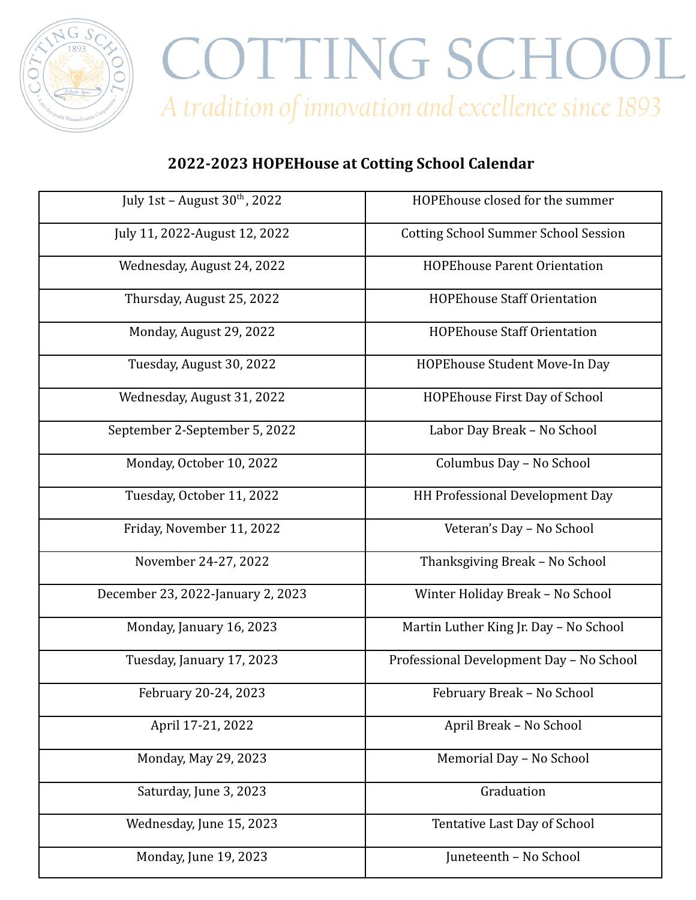# COTTING SCHOOL

*A tradition of innovation and excellence since 1893*

## 2022-2023 HOPEHouse at Cotting School Calendar

| | |
|---|---|
| July 1st – August 30th, 2022 | HOPEhouse closed for the summer |
| July 11, 2022-August 12, 2022 | Cotting School Summer School Session |
| Wednesday, August 24, 2022 | HOPEhouse Parent Orientation |
| Thursday, August 25, 2022 | HOPEhouse Staff Orientation |
| Monday, August 29, 2022 | HOPEhouse Staff Orientation |
| Tuesday, August 30, 2022 | HOPEhouse Student Move-In Day |
| Wednesday, August 31, 2022 | HOPEhouse First Day of School |
| September 2-September 5, 2022 | Labor Day Break – No School |
| Monday, October 10, 2022 | Columbus Day – No School |
| Tuesday, October 11, 2022 | HH Professional Development Day |
| Friday, November 11, 2022 | Veteran's Day – No School |
| November 24-27, 2022 | Thanksgiving Break – No School |
| December 23, 2022-January 2, 2023 | Winter Holiday Break – No School |
| Monday, January 16, 2023 | Martin Luther King Jr. Day – No School |
| Tuesday, January 17, 2023 | Professional Development Day – No School |
| February 20-24, 2023 | February Break – No School |
| April 17-21, 2022 | April Break – No School |
| Monday, May 29, 2023 | Memorial Day – No School |
| Saturday, June 3, 2023 | Graduation |
| Wednesday, June 15, 2023 | Tentative Last Day of School |
| Monday, June 19, 2023 | Juneteenth – No School |